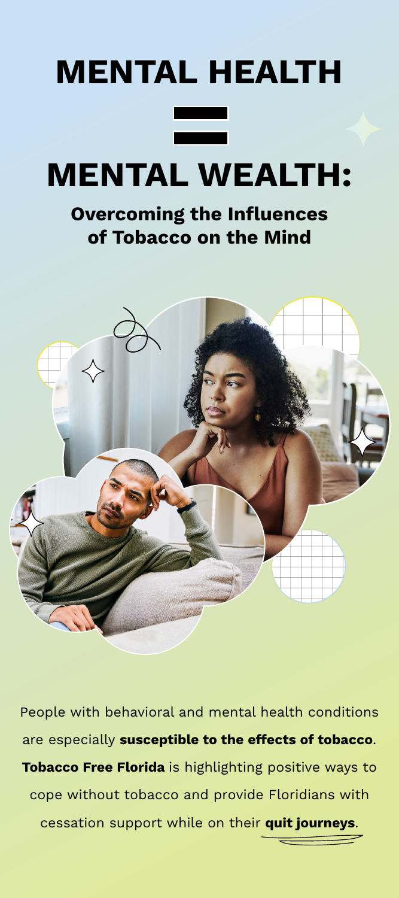# MENTAL HEALTH

# =

# MENTAL WEALTH:

## Overcoming the Influences of Tobacco on the Mind

People with behavioral and mental health conditions are especially **susceptible to the effects of tobacco**. **Tobacco Free Florida** is highlighting positive ways to cope without tobacco and provide Floridians with cessation support while on their **quit journeys**.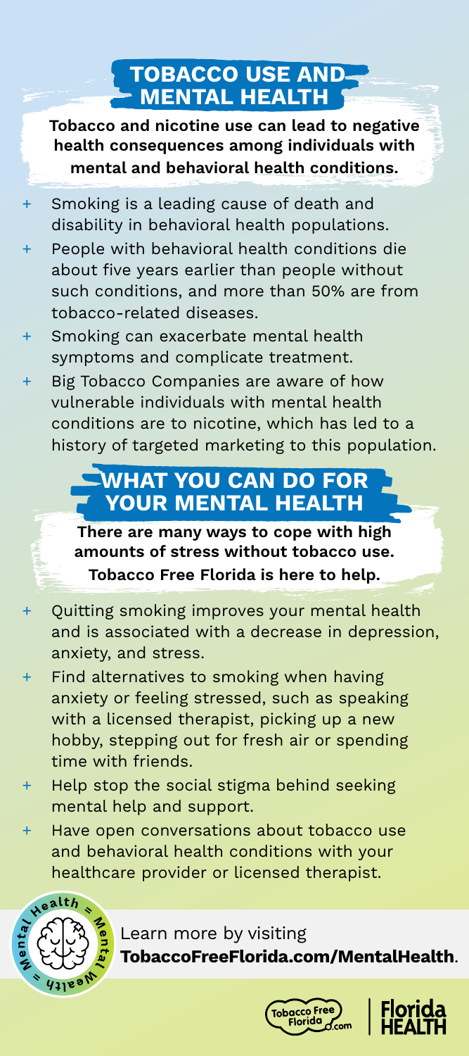# TOBACCO USE AND MENTAL HEALTH

**Tobacco and nicotine use can lead to negative health consequences among individuals with mental and behavioral health conditions.**

+ Smoking is a leading cause of death and disability in behavioral health populations.
+ People with behavioral health conditions die about five years earlier than people without such conditions, and more than 50% are from tobacco-related diseases.
+ Smoking can exacerbate mental health symptoms and complicate treatment.
+ Big Tobacco Companies are aware of how vulnerable individuals with mental health conditions are to nicotine, which has led to a history of targeted marketing to this population.

# WHAT YOU CAN DO FOR YOUR MENTAL HEALTH

**There are many ways to cope with high amounts of stress without tobacco use.**
**Tobacco Free Florida is here to help.**

+ Quitting smoking improves your mental health and is associated with a decrease in depression, anxiety, and stress.
+ Find alternatives to smoking when having anxiety or feeling stressed, such as speaking with a licensed therapist, picking up a new hobby, stepping out for fresh air or spending time with friends.
+ Help stop the social stigma behind seeking mental help and support.
+ Have open conversations about tobacco use and behavioral health conditions with your healthcare provider or licensed therapist.

Mental Health = Mental Wealth

Learn more by visiting **TobaccoFreeFlorida.com/MentalHealth**.

Tobacco Free Florida.com | Florida HEALTH